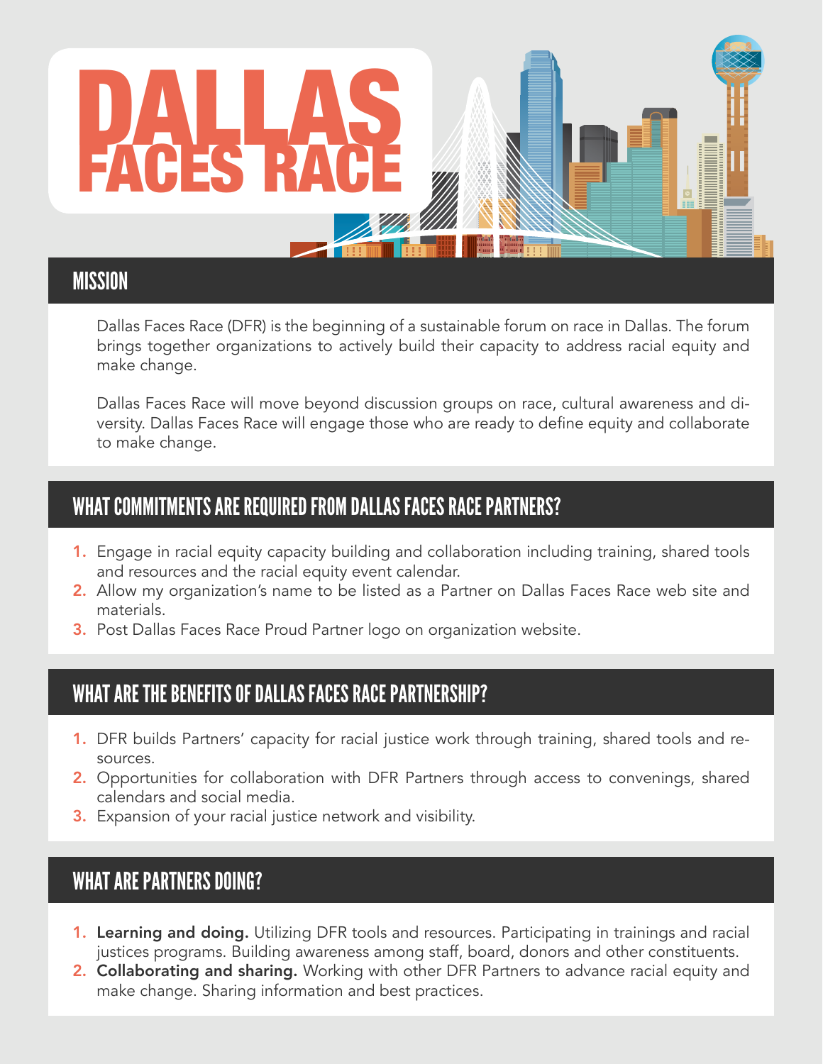# DALLAS FACES RACE

## MISSION

Dallas Faces Race (DFR) is the beginning of a sustainable forum on race in Dallas. The forum brings together organizations to actively build their capacity to address racial equity and make change.

Dallas Faces Race will move beyond discussion groups on race, cultural awareness and diversity. Dallas Faces Race will engage those who are ready to define equity and collaborate to make change.

## WHAT COMMITMENTS ARE REQUIRED FROM DALLAS FACES RACE PARTNERS?

1. Engage in racial equity capacity building and collaboration including training, shared tools and resources and the racial equity event calendar.
2. Allow my organization's name to be listed as a Partner on Dallas Faces Race web site and materials.
3. Post Dallas Faces Race Proud Partner logo on organization website.

## WHAT ARE THE BENEFITS OF DALLAS FACES RACE PARTNERSHIP?

1. DFR builds Partners' capacity for racial justice work through training, shared tools and resources.
2. Opportunities for collaboration with DFR Partners through access to convenings, shared calendars and social media.
3. Expansion of your racial justice network and visibility.

## WHAT ARE PARTNERS DOING?

1. **Learning and doing.** Utilizing DFR tools and resources. Participating in trainings and racial justices programs. Building awareness among staff, board, donors and other constituents.
2. **Collaborating and sharing.** Working with other DFR Partners to advance racial equity and make change. Sharing information and best practices.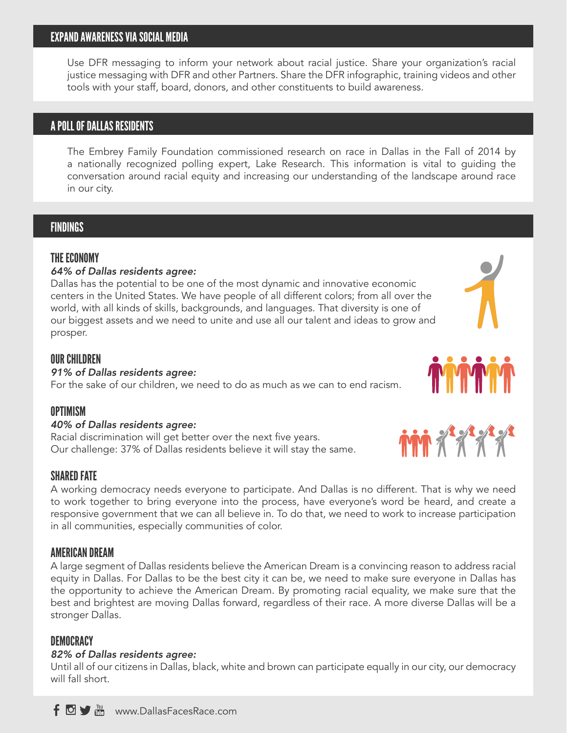## EXPAND AWARENESS VIA SOCIAL MEDIA

Use DFR messaging to inform your network about racial justice. Share your organization's racial justice messaging with DFR and other Partners. Share the DFR infographic, training videos and other tools with your staff, board, donors, and other constituents to build awareness.

## A POLL OF DALLAS RESIDENTS

The Embrey Family Foundation commissioned research on race in Dallas in the Fall of 2014 by a nationally recognized polling expert, Lake Research. This information is vital to guiding the conversation around racial equity and increasing our understanding of the landscape around race in our city.

## FINDINGS

### THE ECONOMY

*64% of Dallas residents agree:*

Dallas has the potential to be one of the most dynamic and innovative economic centers in the United States. We have people of all different colors; from all over the world, with all kinds of skills, backgrounds, and languages. That diversity is one of our biggest assets and we need to unite and use all our talent and ideas to grow and prosper.

### OUR CHILDREN

*91% of Dallas residents agree:*

For the sake of our children, we need to do as much as we can to end racism.

### OPTIMISM

*40% of Dallas residents agree:*

Racial discrimination will get better over the next five years.
Our challenge: 37% of Dallas residents believe it will stay the same.

### SHARED FATE

A working democracy needs everyone to participate. And Dallas is no different. That is why we need to work together to bring everyone into the process, have everyone's word be heard, and create a responsive government that we can all believe in. To do that, we need to work to increase participation in all communities, especially communities of color.

### AMERICAN DREAM

A large segment of Dallas residents believe the American Dream is a convincing reason to address racial equity in Dallas. For Dallas to be the best city it can be, we need to make sure everyone in Dallas has the opportunity to achieve the American Dream. By promoting racial equality, we make sure that the best and brightest are moving Dallas forward, regardless of their race. A more diverse Dallas will be a stronger Dallas.

### DEMOCRACY

*82% of Dallas residents agree:*

Until all of our citizens in Dallas, black, white and brown can participate equally in our city, our democracy will fall short.

www.DallasFacesRace.com